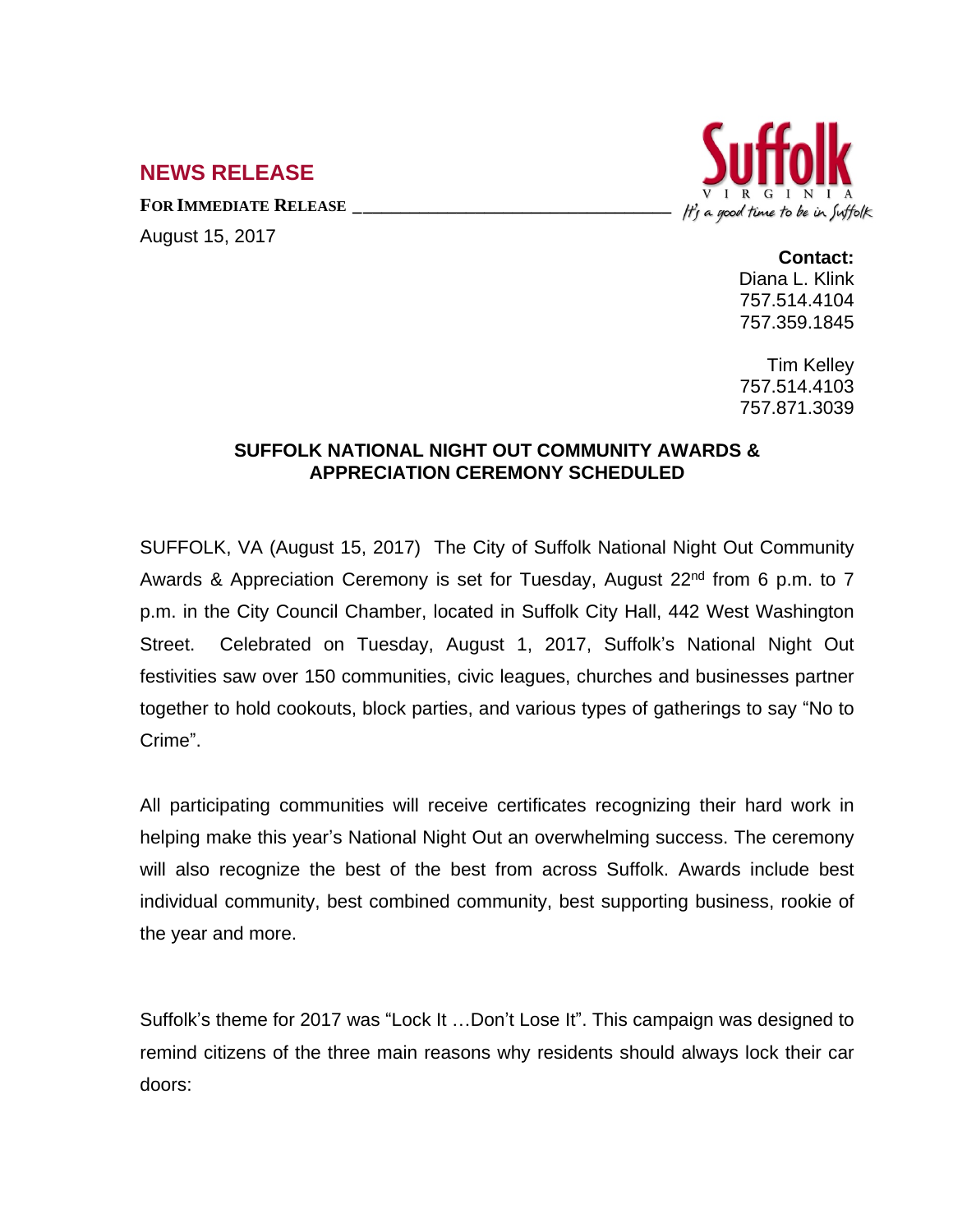## NEWS RELEASE

**FOR IMMEDIATE RELEASE**

August 15, 2017

Suffolk VIRGINIA

It's a good time to be in Suffolk

**Contact:**
Diana L. Klink
757.514.4104
757.359.1845

Tim Kelley
757.514.4103
757.871.3039

### SUFFOLK NATIONAL NIGHT OUT COMMUNITY AWARDS & APPRECIATION CEREMONY SCHEDULED

SUFFOLK, VA (August 15, 2017) The City of Suffolk National Night Out Community Awards & Appreciation Ceremony is set for Tuesday, August 22nd from 6 p.m. to 7 p.m. in the City Council Chamber, located in Suffolk City Hall, 442 West Washington Street. Celebrated on Tuesday, August 1, 2017, Suffolk's National Night Out festivities saw over 150 communities, civic leagues, churches and businesses partner together to hold cookouts, block parties, and various types of gatherings to say "No to Crime".

All participating communities will receive certificates recognizing their hard work in helping make this year's National Night Out an overwhelming success. The ceremony will also recognize the best of the best from across Suffolk. Awards include best individual community, best combined community, best supporting business, rookie of the year and more.

Suffolk's theme for 2017 was "Lock It …Don't Lose It". This campaign was designed to remind citizens of the three main reasons why residents should always lock their car doors: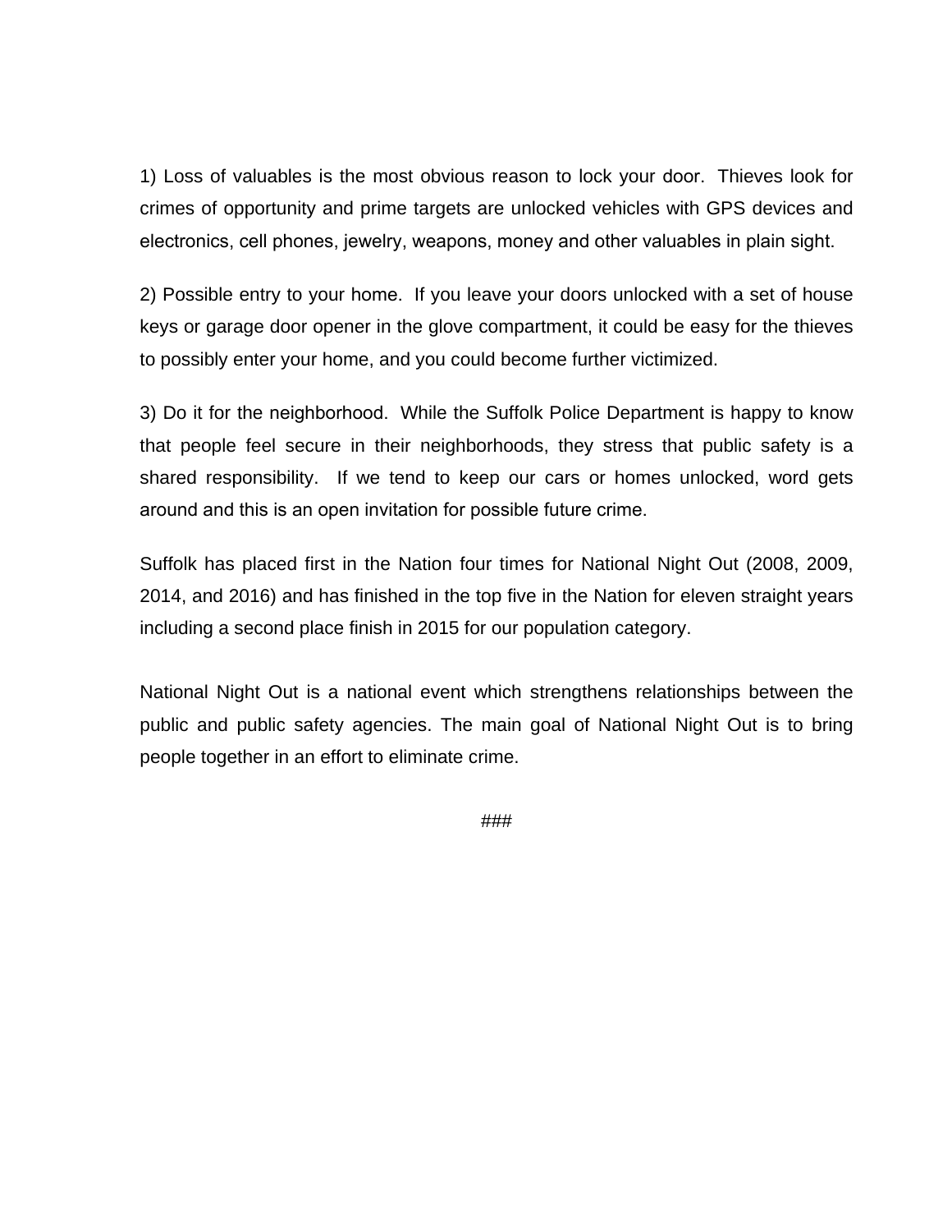1) Loss of valuables is the most obvious reason to lock your door.  Thieves look for crimes of opportunity and prime targets are unlocked vehicles with GPS devices and electronics, cell phones, jewelry, weapons, money and other valuables in plain sight.

2) Possible entry to your home.  If you leave your doors unlocked with a set of house keys or garage door opener in the glove compartment, it could be easy for the thieves to possibly enter your home, and you could become further victimized.

3) Do it for the neighborhood.  While the Suffolk Police Department is happy to know that people feel secure in their neighborhoods, they stress that public safety is a shared responsibility.  If we tend to keep our cars or homes unlocked, word gets around and this is an open invitation for possible future crime.

Suffolk has placed first in the Nation four times for National Night Out (2008, 2009, 2014, and 2016) and has finished in the top five in the Nation for eleven straight years including a second place finish in 2015 for our population category.

National Night Out is a national event which strengthens relationships between the public and public safety agencies. The main goal of National Night Out is to bring people together in an effort to eliminate crime.

###